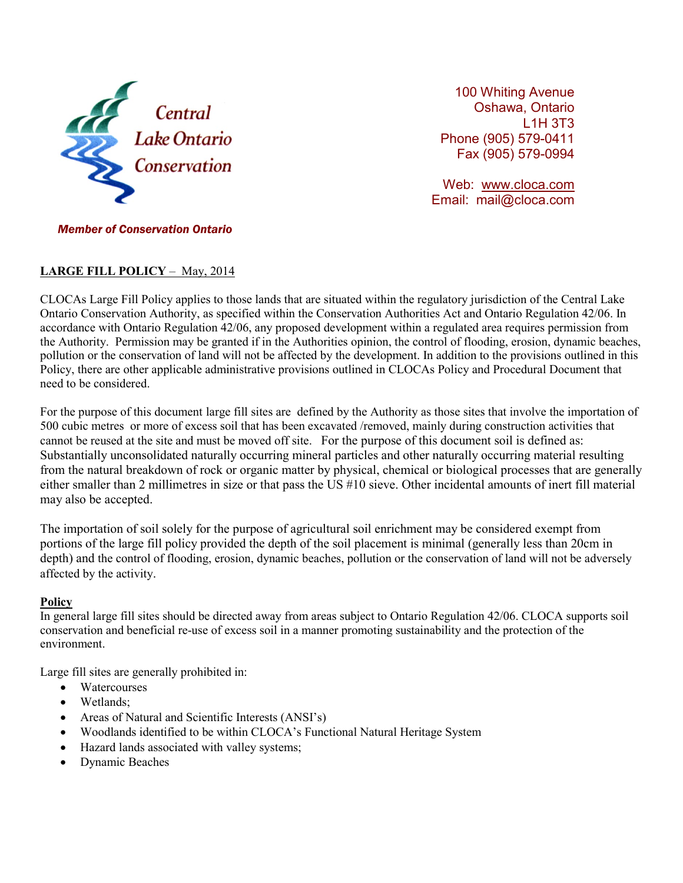Central Lake Ontario Conservation

*Member of Conservation Ontario*

100 Whiting Avenue
Oshawa, Ontario
L1H 3T3
Phone (905) 579-0411
Fax (905) 579-0994

Web: www.cloca.com
Email: mail@cloca.com

## LARGE FILL POLICY – May, 2014

CLOCAs Large Fill Policy applies to those lands that are situated within the regulatory jurisdiction of the Central Lake Ontario Conservation Authority, as specified within the Conservation Authorities Act and Ontario Regulation 42/06. In accordance with Ontario Regulation 42/06, any proposed development within a regulated area requires permission from the Authority. Permission may be granted if in the Authorities opinion, the control of flooding, erosion, dynamic beaches, pollution or the conservation of land will not be affected by the development. In addition to the provisions outlined in this Policy, there are other applicable administrative provisions outlined in CLOCAs Policy and Procedural Document that need to be considered.

For the purpose of this document large fill sites are defined by the Authority as those sites that involve the importation of 500 cubic metres or more of excess soil that has been excavated /removed, mainly during construction activities that cannot be reused at the site and must be moved off site. For the purpose of this document soil is defined as: Substantially unconsolidated naturally occurring mineral particles and other naturally occurring material resulting from the natural breakdown of rock or organic matter by physical, chemical or biological processes that are generally either smaller than 2 millimetres in size or that pass the US #10 sieve. Other incidental amounts of inert fill material may also be accepted.

The importation of soil solely for the purpose of agricultural soil enrichment may be considered exempt from portions of the large fill policy provided the depth of the soil placement is minimal (generally less than 20cm in depth) and the control of flooding, erosion, dynamic beaches, pollution or the conservation of land will not be adversely affected by the activity.

### Policy

In general large fill sites should be directed away from areas subject to Ontario Regulation 42/06. CLOCA supports soil conservation and beneficial re-use of excess soil in a manner promoting sustainability and the protection of the environment.

Large fill sites are generally prohibited in:

- Watercourses
- Wetlands;
- Areas of Natural and Scientific Interests (ANSI's)
- Woodlands identified to be within CLOCA's Functional Natural Heritage System
- Hazard lands associated with valley systems;
- Dynamic Beaches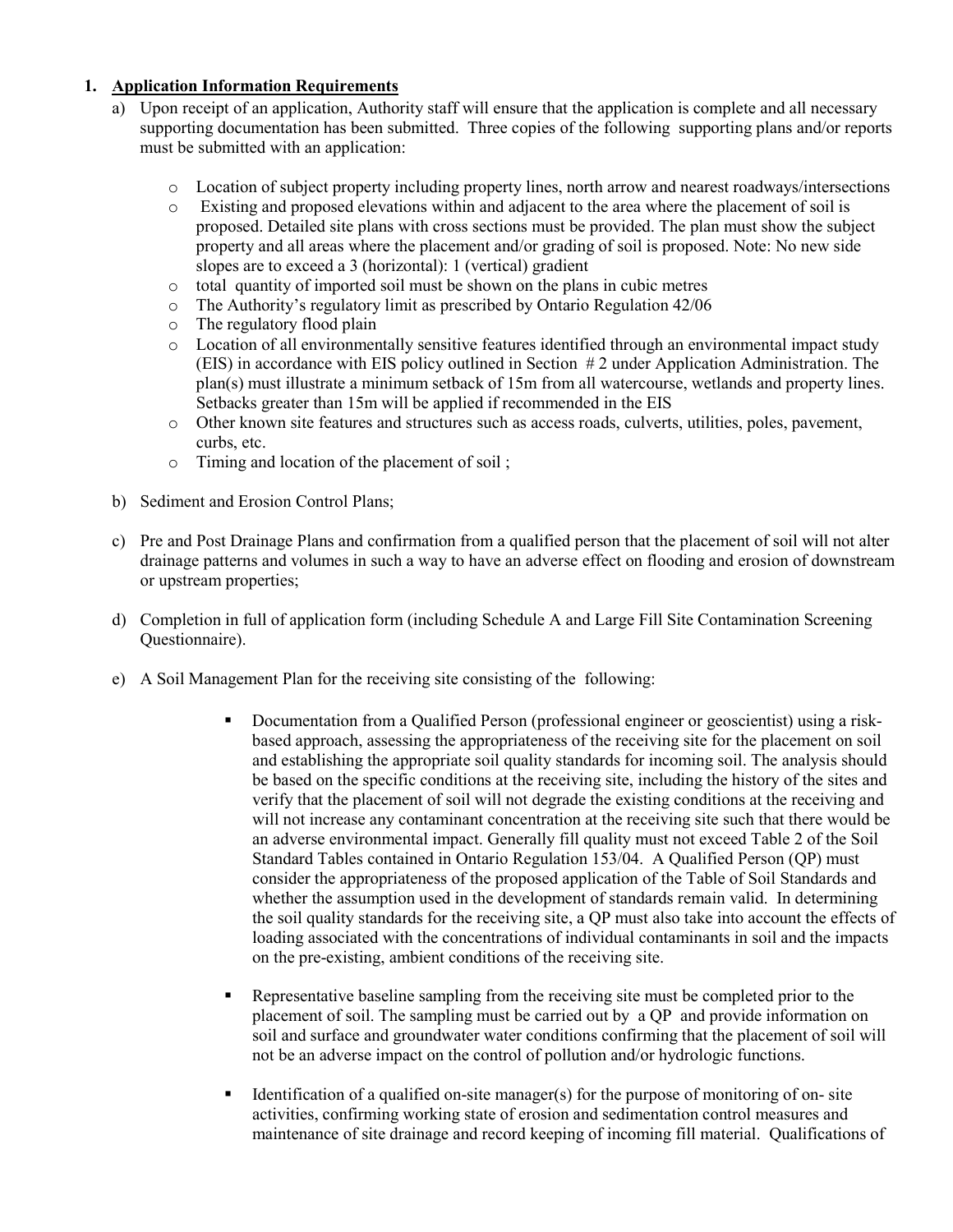1. **Application Information Requirements**

   a) Upon receipt of an application, Authority staff will ensure that the application is complete and all necessary supporting documentation has been submitted. Three copies of the following supporting plans and/or reports must be submitted with an application:

   - Location of subject property including property lines, north arrow and nearest roadways/intersections
   - Existing and proposed elevations within and adjacent to the area where the placement of soil is proposed. Detailed site plans with cross sections must be provided. The plan must show the subject property and all areas where the placement and/or grading of soil is proposed. Note: No new side slopes are to exceed a 3 (horizontal): 1 (vertical) gradient
   - total quantity of imported soil must be shown on the plans in cubic metres
   - The Authority's regulatory limit as prescribed by Ontario Regulation 42/06
   - The regulatory flood plain
   - Location of all environmentally sensitive features identified through an environmental impact study (EIS) in accordance with EIS policy outlined in Section # 2 under Application Administration. The plan(s) must illustrate a minimum setback of 15m from all watercourse, wetlands and property lines. Setbacks greater than 15m will be applied if recommended in the EIS
   - Other known site features and structures such as access roads, culverts, utilities, poles, pavement, curbs, etc.
   - Timing and location of the placement of soil ;

   b) Sediment and Erosion Control Plans;

   c) Pre and Post Drainage Plans and confirmation from a qualified person that the placement of soil will not alter drainage patterns and volumes in such a way to have an adverse effect on flooding and erosion of downstream or upstream properties;

   d) Completion in full of application form (including Schedule A and Large Fill Site Contamination Screening Questionnaire).

   e) A Soil Management Plan for the receiving site consisting of the following:

   - Documentation from a Qualified Person (professional engineer or geoscientist) using a risk-based approach, assessing the appropriateness of the receiving site for the placement on soil and establishing the appropriate soil quality standards for incoming soil. The analysis should be based on the specific conditions at the receiving site, including the history of the sites and verify that the placement of soil will not degrade the existing conditions at the receiving and will not increase any contaminant concentration at the receiving site such that there would be an adverse environmental impact. Generally fill quality must not exceed Table 2 of the Soil Standard Tables contained in Ontario Regulation 153/04. A Qualified Person (QP) must consider the appropriateness of the proposed application of the Table of Soil Standards and whether the assumption used in the development of standards remain valid. In determining the soil quality standards for the receiving site, a QP must also take into account the effects of loading associated with the concentrations of individual contaminants in soil and the impacts on the pre-existing, ambient conditions of the receiving site.

   - Representative baseline sampling from the receiving site must be completed prior to the placement of soil. The sampling must be carried out by a QP and provide information on soil and surface and groundwater water conditions confirming that the placement of soil will not be an adverse impact on the control of pollution and/or hydrologic functions.

   - Identification of a qualified on-site manager(s) for the purpose of monitoring of on- site activities, confirming working state of erosion and sedimentation control measures and maintenance of site drainage and record keeping of incoming fill material. Qualifications of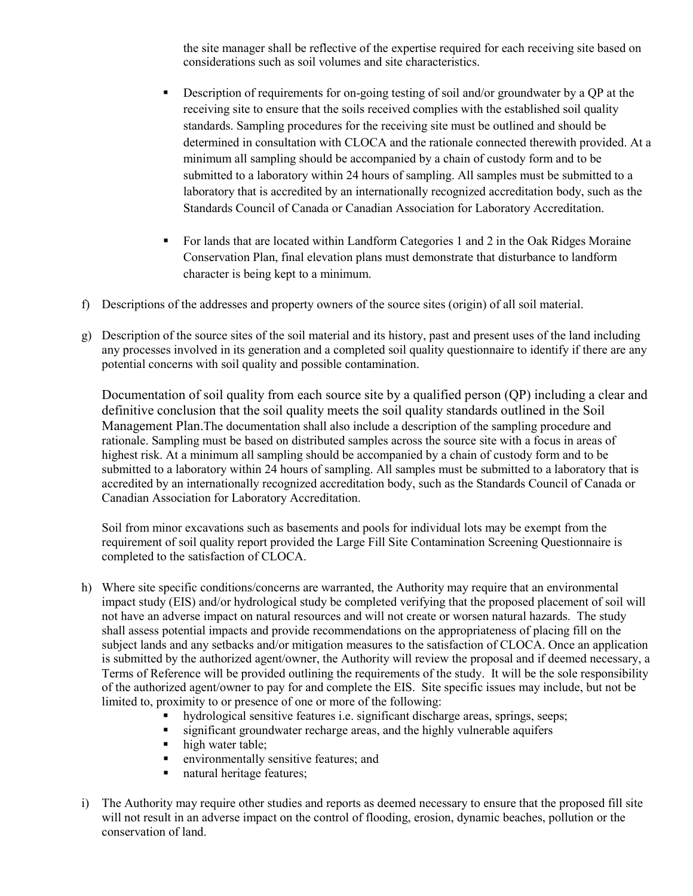the site manager shall be reflective of the expertise required for each receiving site based on considerations such as soil volumes and site characteristics.

- Description of requirements for on-going testing of soil and/or groundwater by a QP at the receiving site to ensure that the soils received complies with the established soil quality standards. Sampling procedures for the receiving site must be outlined and should be determined in consultation with CLOCA and the rationale connected therewith provided. At a minimum all sampling should be accompanied by a chain of custody form and to be submitted to a laboratory within 24 hours of sampling. All samples must be submitted to a laboratory that is accredited by an internationally recognized accreditation body, such as the Standards Council of Canada or Canadian Association for Laboratory Accreditation.

- For lands that are located within Landform Categories 1 and 2 in the Oak Ridges Moraine Conservation Plan, final elevation plans must demonstrate that disturbance to landform character is being kept to a minimum.

f) Descriptions of the addresses and property owners of the source sites (origin) of all soil material.

g) Description of the source sites of the soil material and its history, past and present uses of the land including any processes involved in its generation and a completed soil quality questionnaire to identify if there are any potential concerns with soil quality and possible contamination.

   Documentation of soil quality from each source site by a qualified person (QP) including a clear and definitive conclusion that the soil quality meets the soil quality standards outlined in the Soil Management Plan.The documentation shall also include a description of the sampling procedure and rationale. Sampling must be based on distributed samples across the source site with a focus in areas of highest risk. At a minimum all sampling should be accompanied by a chain of custody form and to be submitted to a laboratory within 24 hours of sampling. All samples must be submitted to a laboratory that is accredited by an internationally recognized accreditation body, such as the Standards Council of Canada or Canadian Association for Laboratory Accreditation.

   Soil from minor excavations such as basements and pools for individual lots may be exempt from the requirement of soil quality report provided the Large Fill Site Contamination Screening Questionnaire is completed to the satisfaction of CLOCA.

h) Where site specific conditions/concerns are warranted, the Authority may require that an environmental impact study (EIS) and/or hydrological study be completed verifying that the proposed placement of soil will not have an adverse impact on natural resources and will not create or worsen natural hazards. The study shall assess potential impacts and provide recommendations on the appropriateness of placing fill on the subject lands and any setbacks and/or mitigation measures to the satisfaction of CLOCA. Once an application is submitted by the authorized agent/owner, the Authority will review the proposal and if deemed necessary, a Terms of Reference will be provided outlining the requirements of the study. It will be the sole responsibility of the authorized agent/owner to pay for and complete the EIS. Site specific issues may include, but not be limited to, proximity to or presence of one or more of the following:
   - hydrological sensitive features i.e. significant discharge areas, springs, seeps;
   - significant groundwater recharge areas, and the highly vulnerable aquifers
   - high water table;
   - environmentally sensitive features; and
   - natural heritage features;

i) The Authority may require other studies and reports as deemed necessary to ensure that the proposed fill site will not result in an adverse impact on the control of flooding, erosion, dynamic beaches, pollution or the conservation of land.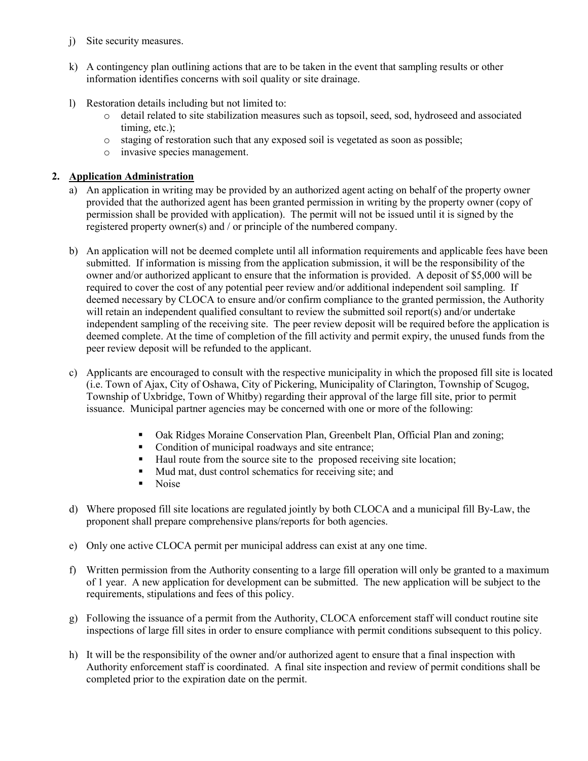j) Site security measures.

k) A contingency plan outlining actions that are to be taken in the event that sampling results or other information identifies concerns with soil quality or site drainage.

l) Restoration details including but not limited to:
   - detail related to site stabilization measures such as topsoil, seed, sod, hydroseed and associated timing, etc.);
   - staging of restoration such that any exposed soil is vegetated as soon as possible;
   - invasive species management.

**2. Application Administration**

a) An application in writing may be provided by an authorized agent acting on behalf of the property owner provided that the authorized agent has been granted permission in writing by the property owner (copy of permission shall be provided with application). The permit will not be issued until it is signed by the registered property owner(s) and / or principle of the numbered company.

b) An application will not be deemed complete until all information requirements and applicable fees have been submitted. If information is missing from the application submission, it will be the responsibility of the owner and/or authorized applicant to ensure that the information is provided. A deposit of $5,000 will be required to cover the cost of any potential peer review and/or additional independent soil sampling. If deemed necessary by CLOCA to ensure and/or confirm compliance to the granted permission, the Authority will retain an independent qualified consultant to review the submitted soil report(s) and/or undertake independent sampling of the receiving site. The peer review deposit will be required before the application is deemed complete. At the time of completion of the fill activity and permit expiry, the unused funds from the peer review deposit will be refunded to the applicant.

c) Applicants are encouraged to consult with the respective municipality in which the proposed fill site is located (i.e. Town of Ajax, City of Oshawa, City of Pickering, Municipality of Clarington, Township of Scugog, Township of Uxbridge, Town of Whitby) regarding their approval of the large fill site, prior to permit issuance. Municipal partner agencies may be concerned with one or more of the following:

   - Oak Ridges Moraine Conservation Plan, Greenbelt Plan, Official Plan and zoning;
   - Condition of municipal roadways and site entrance;
   - Haul route from the source site to the proposed receiving site location;
   - Mud mat, dust control schematics for receiving site; and
   - Noise

d) Where proposed fill site locations are regulated jointly by both CLOCA and a municipal fill By-Law, the proponent shall prepare comprehensive plans/reports for both agencies.

e) Only one active CLOCA permit per municipal address can exist at any one time.

f) Written permission from the Authority consenting to a large fill operation will only be granted to a maximum of 1 year. A new application for development can be submitted. The new application will be subject to the requirements, stipulations and fees of this policy.

g) Following the issuance of a permit from the Authority, CLOCA enforcement staff will conduct routine site inspections of large fill sites in order to ensure compliance with permit conditions subsequent to this policy.

h) It will be the responsibility of the owner and/or authorized agent to ensure that a final inspection with Authority enforcement staff is coordinated. A final site inspection and review of permit conditions shall be completed prior to the expiration date on the permit.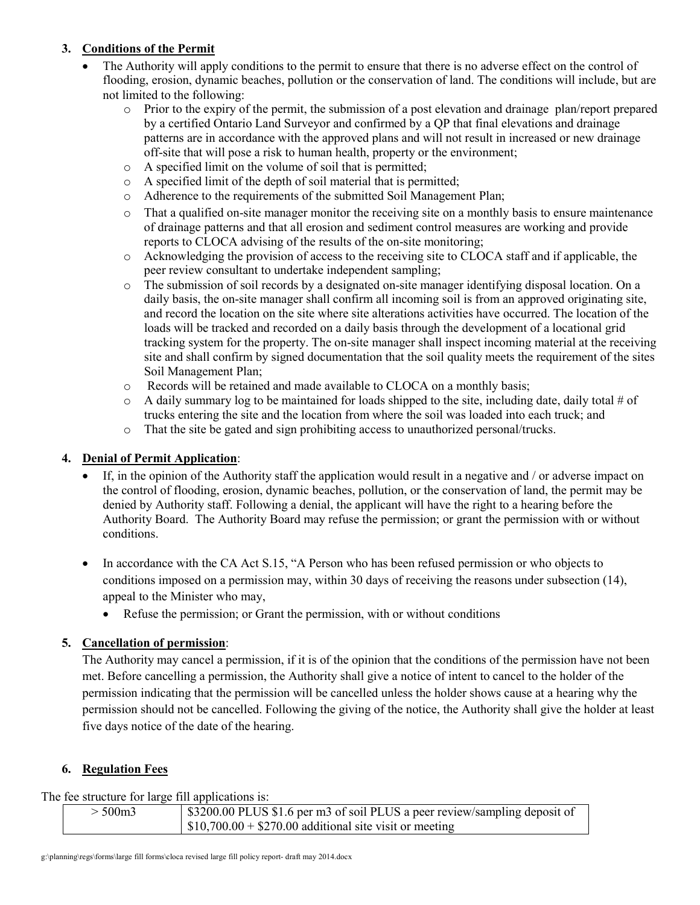## 3. Conditions of the Permit

- The Authority will apply conditions to the permit to ensure that there is no adverse effect on the control of flooding, erosion, dynamic beaches, pollution or the conservation of land. The conditions will include, but are not limited to the following:
    - Prior to the expiry of the permit, the submission of a post elevation and drainage plan/report prepared by a certified Ontario Land Surveyor and confirmed by a QP that final elevations and drainage patterns are in accordance with the approved plans and will not result in increased or new drainage off-site that will pose a risk to human health, property or the environment;
    - A specified limit on the volume of soil that is permitted;
    - A specified limit of the depth of soil material that is permitted;
    - Adherence to the requirements of the submitted Soil Management Plan;
    - That a qualified on-site manager monitor the receiving site on a monthly basis to ensure maintenance of drainage patterns and that all erosion and sediment control measures are working and provide reports to CLOCA advising of the results of the on-site monitoring;
    - Acknowledging the provision of access to the receiving site to CLOCA staff and if applicable, the peer review consultant to undertake independent sampling;
    - The submission of soil records by a designated on-site manager identifying disposal location. On a daily basis, the on-site manager shall confirm all incoming soil is from an approved originating site, and record the location on the site where site alterations activities have occurred. The location of the loads will be tracked and recorded on a daily basis through the development of a locational grid tracking system for the property. The on-site manager shall inspect incoming material at the receiving site and shall confirm by signed documentation that the soil quality meets the requirement of the sites Soil Management Plan;
    - Records will be retained and made available to CLOCA on a monthly basis;
    - A daily summary log to be maintained for loads shipped to the site, including date, daily total # of trucks entering the site and the location from where the soil was loaded into each truck; and
    - That the site be gated and sign prohibiting access to unauthorized personal/trucks.

## 4. Denial of Permit Application:

- If, in the opinion of the Authority staff the application would result in a negative and / or adverse impact on the control of flooding, erosion, dynamic beaches, pollution, or the conservation of land, the permit may be denied by Authority staff. Following a denial, the applicant will have the right to a hearing before the Authority Board. The Authority Board may refuse the permission; or grant the permission with or without conditions.

- In accordance with the CA Act S.15, "A Person who has been refused permission or who objects to conditions imposed on a permission may, within 30 days of receiving the reasons under subsection (14), appeal to the Minister who may,
    - Refuse the permission; or Grant the permission, with or without conditions

## 5. Cancellation of permission:

The Authority may cancel a permission, if it is of the opinion that the conditions of the permission have not been met. Before cancelling a permission, the Authority shall give a notice of intent to cancel to the holder of the permission indicating that the permission will be cancelled unless the holder shows cause at a hearing why the permission should not be cancelled. Following the giving of the notice, the Authority shall give the holder at least five days notice of the date of the hearing.

## 6. Regulation Fees

The fee structure for large fill applications is:

| | |
|---|---|
| > 500m3 | $3200.00 PLUS $1.6 per m3 of soil PLUS a peer review/sampling deposit of $10,700.00 + $270.00 additional site visit or meeting |

g:\planning\regs\forms\large fill forms\cloca revised large fill policy report- draft may 2014.docx